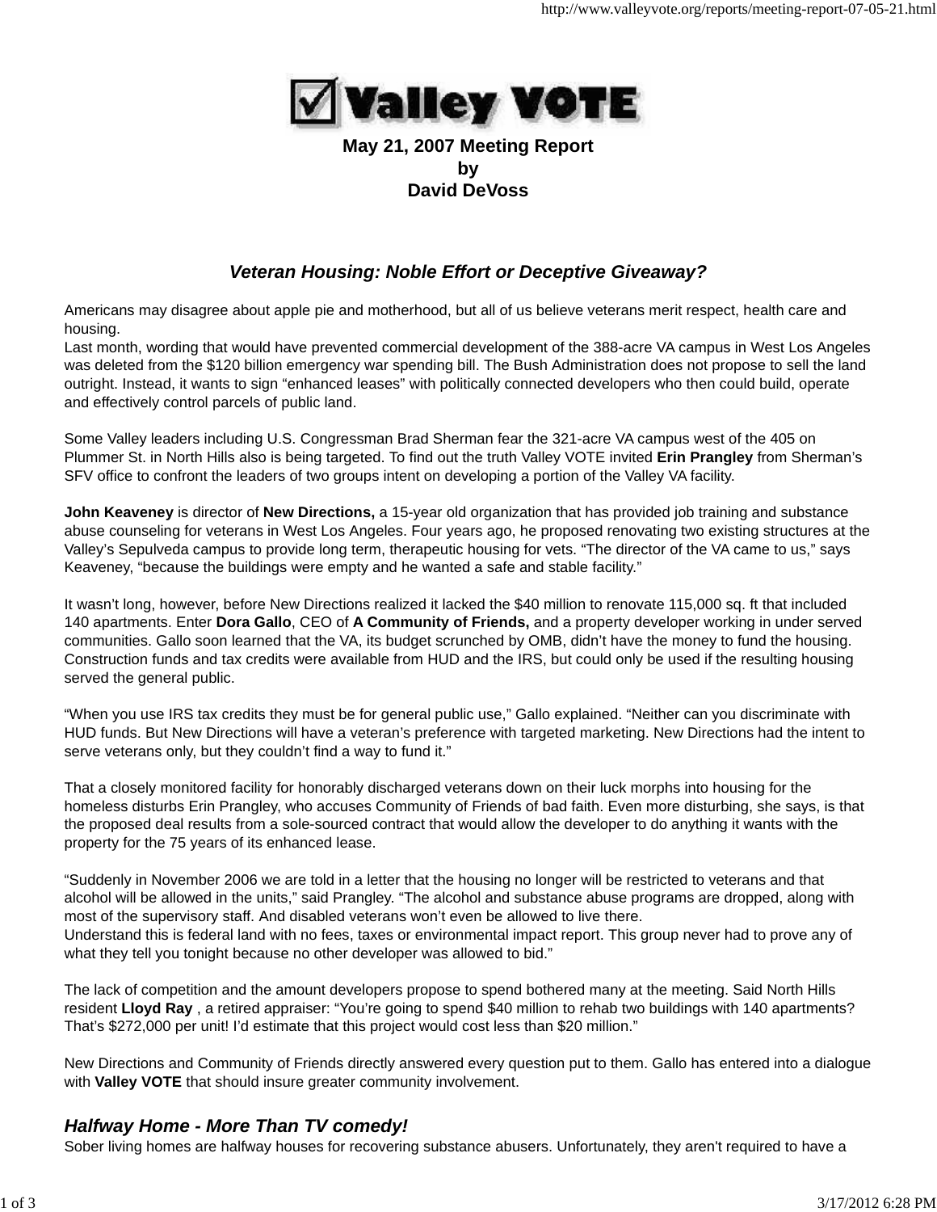# Valley VOTE

**May 21, 2007 Meeting Report**
**by**
**David DeVoss**

## *Veteran Housing: Noble Effort or Deceptive Giveaway?*

Americans may disagree about apple pie and motherhood, but all of us believe veterans merit respect, health care and housing.
Last month, wording that would have prevented commercial development of the 388-acre VA campus in West Los Angeles was deleted from the $120 billion emergency war spending bill. The Bush Administration does not propose to sell the land outright. Instead, it wants to sign “enhanced leases” with politically connected developers who then could build, operate and effectively control parcels of public land.

Some Valley leaders including U.S. Congressman Brad Sherman fear the 321-acre VA campus west of the 405 on Plummer St. in North Hills also is being targeted. To find out the truth Valley VOTE invited **Erin Prangley** from Sherman’s SFV office to confront the leaders of two groups intent on developing a portion of the Valley VA facility.

**John Keaveney** is director of **New Directions,** a 15-year old organization that has provided job training and substance abuse counseling for veterans in West Los Angeles. Four years ago, he proposed renovating two existing structures at the Valley’s Sepulveda campus to provide long term, therapeutic housing for vets. “The director of the VA came to us,” says Keaveney, “because the buildings were empty and he wanted a safe and stable facility.”

It wasn’t long, however, before New Directions realized it lacked the $40 million to renovate 115,000 sq. ft that included 140 apartments. Enter **Dora Gallo**, CEO of **A Community of Friends,** and a property developer working in under served communities. Gallo soon learned that the VA, its budget scrunched by OMB, didn’t have the money to fund the housing. Construction funds and tax credits were available from HUD and the IRS, but could only be used if the resulting housing served the general public.

“When you use IRS tax credits they must be for general public use,” Gallo explained. “Neither can you discriminate with HUD funds. But New Directions will have a veteran’s preference with targeted marketing. New Directions had the intent to serve veterans only, but they couldn’t find a way to fund it.”

That a closely monitored facility for honorably discharged veterans down on their luck morphs into housing for the homeless disturbs Erin Prangley, who accuses Community of Friends of bad faith. Even more disturbing, she says, is that the proposed deal results from a sole-sourced contract that would allow the developer to do anything it wants with the property for the 75 years of its enhanced lease.

“Suddenly in November 2006 we are told in a letter that the housing no longer will be restricted to veterans and that alcohol will be allowed in the units,” said Prangley. “The alcohol and substance abuse programs are dropped, along with most of the supervisory staff. And disabled veterans won’t even be allowed to live there.
Understand this is federal land with no fees, taxes or environmental impact report. This group never had to prove any of what they tell you tonight because no other developer was allowed to bid.”

The lack of competition and the amount developers propose to spend bothered many at the meeting. Said North Hills resident **Lloyd Ray** , a retired appraiser: “You’re going to spend $40 million to rehab two buildings with 140 apartments? That’s $272,000 per unit! I’d estimate that this project would cost less than $20 million.”

New Directions and Community of Friends directly answered every question put to them. Gallo has entered into a dialogue with **Valley VOTE** that should insure greater community involvement.

## *Halfway Home - More Than TV comedy!*

Sober living homes are halfway houses for recovering substance abusers. Unfortunately, they aren't required to have a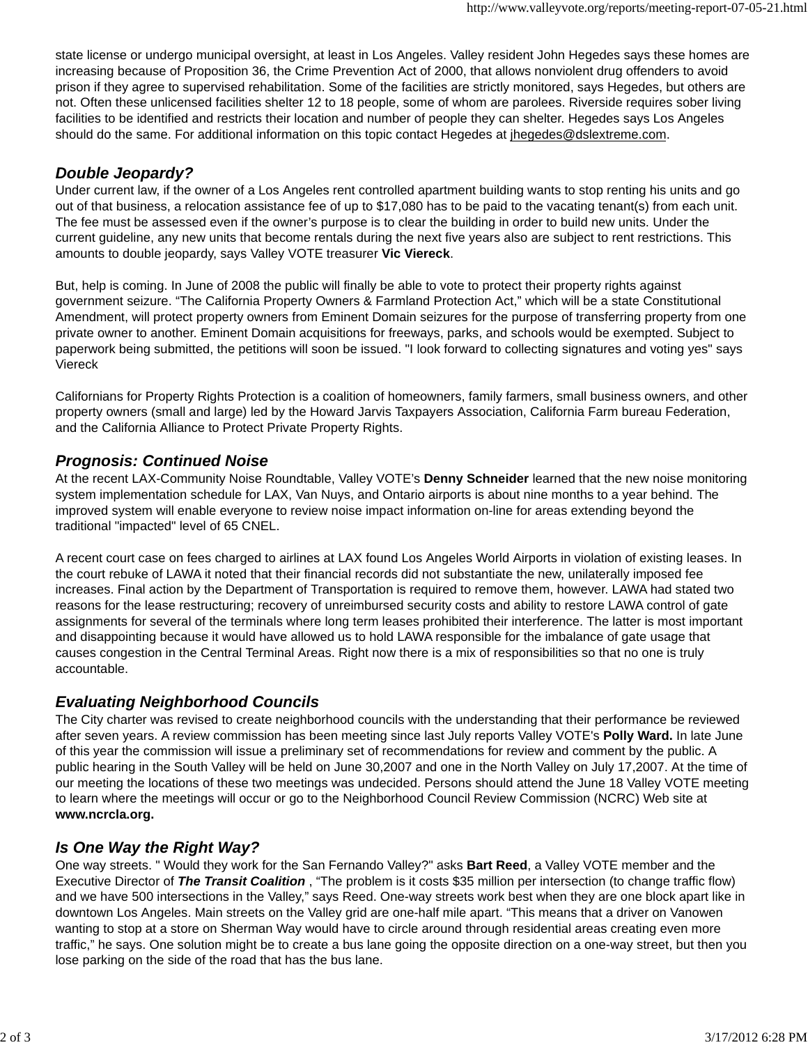state license or undergo municipal oversight, at least in Los Angeles. Valley resident John Hegedes says these homes are increasing because of Proposition 36, the Crime Prevention Act of 2000, that allows nonviolent drug offenders to avoid prison if they agree to supervised rehabilitation. Some of the facilities are strictly monitored, says Hegedes, but others are not. Often these unlicensed facilities shelter 12 to 18 people, some of whom are parolees. Riverside requires sober living facilities to be identified and restricts their location and number of people they can shelter. Hegedes says Los Angeles should do the same. For additional information on this topic contact Hegedes at jhegedes@dslextreme.com.

### *Double Jeopardy?*

Under current law, if the owner of a Los Angeles rent controlled apartment building wants to stop renting his units and go out of that business, a relocation assistance fee of up to $17,080 has to be paid to the vacating tenant(s) from each unit. The fee must be assessed even if the owner's purpose is to clear the building in order to build new units. Under the current guideline, any new units that become rentals during the next five years also are subject to rent restrictions. This amounts to double jeopardy, says Valley VOTE treasurer **Vic Viereck**.

But, help is coming. In June of 2008 the public will finally be able to vote to protect their property rights against government seizure. "The California Property Owners & Farmland Protection Act," which will be a state Constitutional Amendment, will protect property owners from Eminent Domain seizures for the purpose of transferring property from one private owner to another. Eminent Domain acquisitions for freeways, parks, and schools would be exempted. Subject to paperwork being submitted, the petitions will soon be issued. "I look forward to collecting signatures and voting yes" says Viereck

Californians for Property Rights Protection is a coalition of homeowners, family farmers, small business owners, and other property owners (small and large) led by the Howard Jarvis Taxpayers Association, California Farm bureau Federation, and the California Alliance to Protect Private Property Rights.

### *Prognosis: Continued Noise*

At the recent LAX-Community Noise Roundtable, Valley VOTE's **Denny Schneider** learned that the new noise monitoring system implementation schedule for LAX, Van Nuys, and Ontario airports is about nine months to a year behind. The improved system will enable everyone to review noise impact information on-line for areas extending beyond the traditional "impacted" level of 65 CNEL.

A recent court case on fees charged to airlines at LAX found Los Angeles World Airports in violation of existing leases. In the court rebuke of LAWA it noted that their financial records did not substantiate the new, unilaterally imposed fee increases. Final action by the Department of Transportation is required to remove them, however. LAWA had stated two reasons for the lease restructuring; recovery of unreimbursed security costs and ability to restore LAWA control of gate assignments for several of the terminals where long term leases prohibited their interference. The latter is most important and disappointing because it would have allowed us to hold LAWA responsible for the imbalance of gate usage that causes congestion in the Central Terminal Areas. Right now there is a mix of responsibilities so that no one is truly accountable.

### *Evaluating Neighborhood Councils*

The City charter was revised to create neighborhood councils with the understanding that their performance be reviewed after seven years. A review commission has been meeting since last July reports Valley VOTE's **Polly Ward.** In late June of this year the commission will issue a preliminary set of recommendations for review and comment by the public. A public hearing in the South Valley will be held on June 30,2007 and one in the North Valley on July 17,2007. At the time of our meeting the locations of these two meetings was undecided. Persons should attend the June 18 Valley VOTE meeting to learn where the meetings will occur or go to the Neighborhood Council Review Commission (NCRC) Web site at **www.ncrcla.org.**

### *Is One Way the Right Way?*

One way streets. " Would they work for the San Fernando Valley?" asks **Bart Reed**, a Valley VOTE member and the Executive Director of ***The Transit Coalition*** , "The problem is it costs $35 million per intersection (to change traffic flow) and we have 500 intersections in the Valley," says Reed. One-way streets work best when they are one block apart like in downtown Los Angeles. Main streets on the Valley grid are one-half mile apart. "This means that a driver on Vanowen wanting to stop at a store on Sherman Way would have to circle around through residential areas creating even more traffic," he says. One solution might be to create a bus lane going the opposite direction on a one-way street, but then you lose parking on the side of the road that has the bus lane.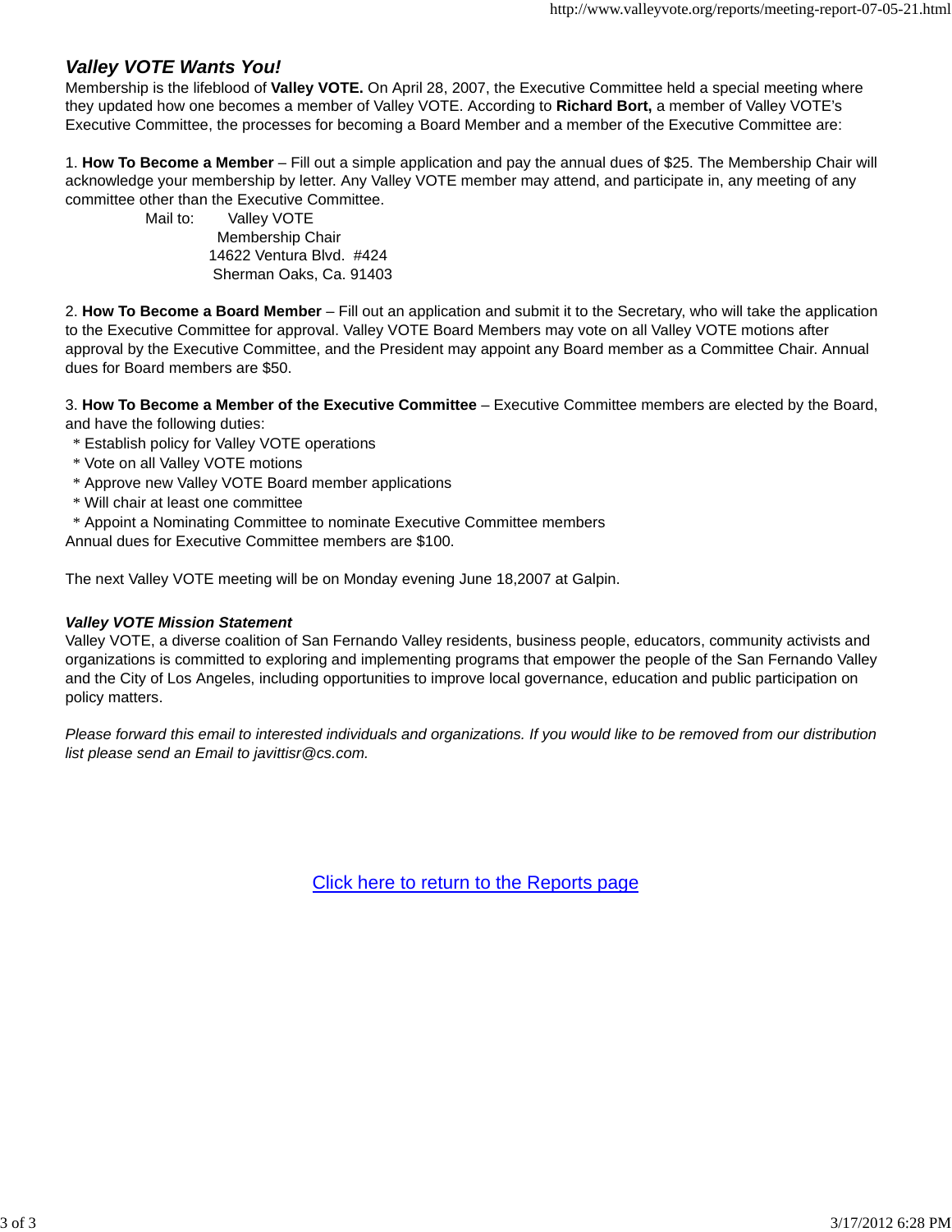## *Valley VOTE Wants You!*

Membership is the lifeblood of **Valley VOTE.** On April 28, 2007, the Executive Committee held a special meeting where they updated how one becomes a member of Valley VOTE. According to **Richard Bort,** a member of Valley VOTE's Executive Committee, the processes for becoming a Board Member and a member of the Executive Committee are:

1. **How To Become a Member** – Fill out a simple application and pay the annual dues of $25. The Membership Chair will acknowledge your membership by letter. Any Valley VOTE member may attend, and participate in, any meeting of any committee other than the Executive Committee.

Mail to: Valley VOTE
Membership Chair
14622 Ventura Blvd. #424
Sherman Oaks, Ca. 91403

2. **How To Become a Board Member** – Fill out an application and submit it to the Secretary, who will take the application to the Executive Committee for approval. Valley VOTE Board Members may vote on all Valley VOTE motions after approval by the Executive Committee, and the President may appoint any Board member as a Committee Chair. Annual dues for Board members are $50.

3. **How To Become a Member of the Executive Committee** – Executive Committee members are elected by the Board, and have the following duties:

* Establish policy for Valley VOTE operations
* Vote on all Valley VOTE motions
* Approve new Valley VOTE Board member applications
* Will chair at least one committee
* Appoint a Nominating Committee to nominate Executive Committee members

Annual dues for Executive Committee members are $100.

The next Valley VOTE meeting will be on Monday evening June 18,2007 at Galpin.

***Valley VOTE Mission Statement***

Valley VOTE, a diverse coalition of San Fernando Valley residents, business people, educators, community activists and organizations is committed to exploring and implementing programs that empower the people of the San Fernando Valley and the City of Los Angeles, including opportunities to improve local governance, education and public participation on policy matters.

*Please forward this email to interested individuals and organizations. If you would like to be removed from our distribution list please send an Email to javittisr@cs.com.*

Click here to return to the Reports page